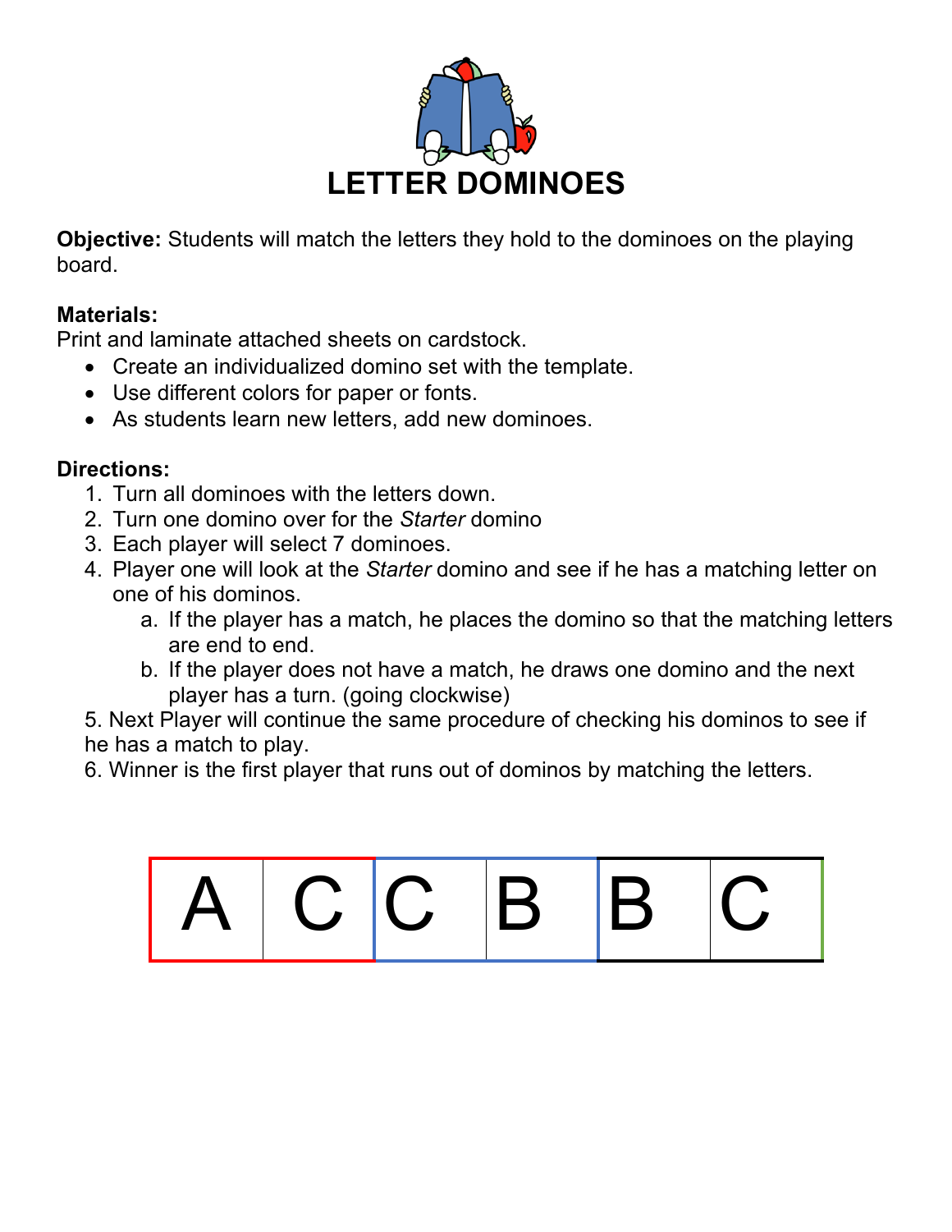# LETTER DOMINOES

**Objective:** Students will match the letters they hold to the dominoes on the playing board.

**Materials:**
Print and laminate attached sheets on cardstock.

- Create an individualized domino set with the template.
- Use different colors for paper or fonts.
- As students learn new letters, add new dominoes.

**Directions:**

1. Turn all dominoes with the letters down.
2. Turn one domino over for the *Starter* domino
3. Each player will select 7 dominoes.
4. Player one will look at the *Starter* domino and see if he has a matching letter on one of his dominos.
   a. If the player has a match, he places the domino so that the matching letters are end to end.
   b. If the player does not have a match, he draws one domino and the next player has a turn. (going clockwise)
5. Next Player will continue the same procedure of checking his dominos to see if he has a match to play.
6. Winner is the first player that runs out of dominos by matching the letters.

| A | C | C | B | B | C |
|---|---|---|---|---|---|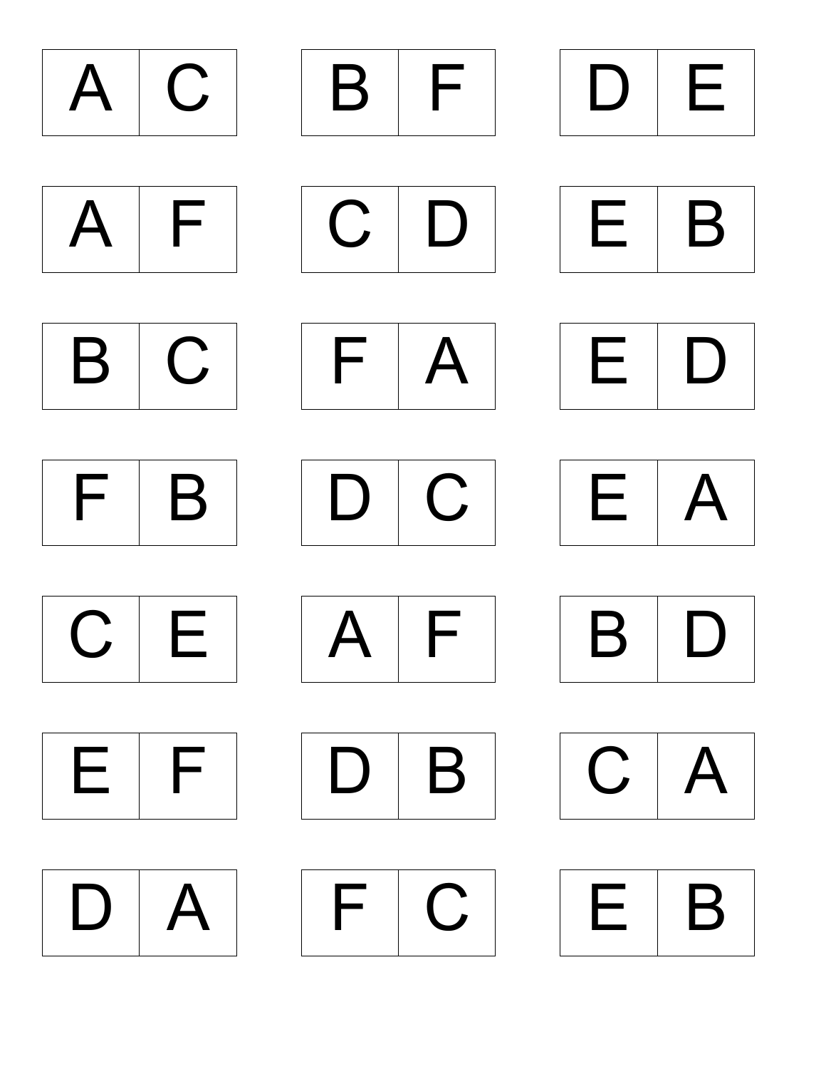| A | C | B | F | D | E |
|---|---|---|---|---|---|
| A | F | C | D | E | B |
| B | C | F | A | E | D |
| F | B | D | C | E | A |
| C | E | A | F | B | D |
| E | F | D | B | C | A |
| D | A | F | C | E | B |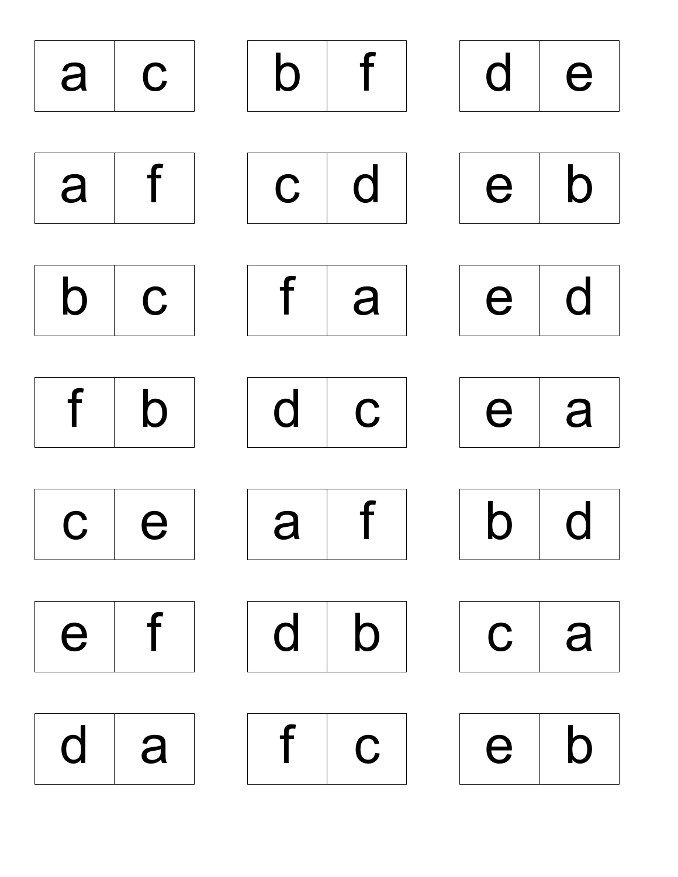| a | c |
|---|---|

| b | f |
|---|---|

| d | e |
|---|---|

| a | f |
|---|---|

| c | d |
|---|---|

| e | b |
|---|---|

| b | c |
|---|---|

| f | a |
|---|---|

| e | d |
|---|---|

| f | b |
|---|---|

| d | c |
|---|---|

| e | a |
|---|---|

| c | e |
|---|---|

| a | f |
|---|---|

| b | d |
|---|---|

| e | f |
|---|---|

| d | b |
|---|---|

| c | a |
|---|---|

| d | a |
|---|---|

| f | c |
|---|---|

| e | b |
|---|---|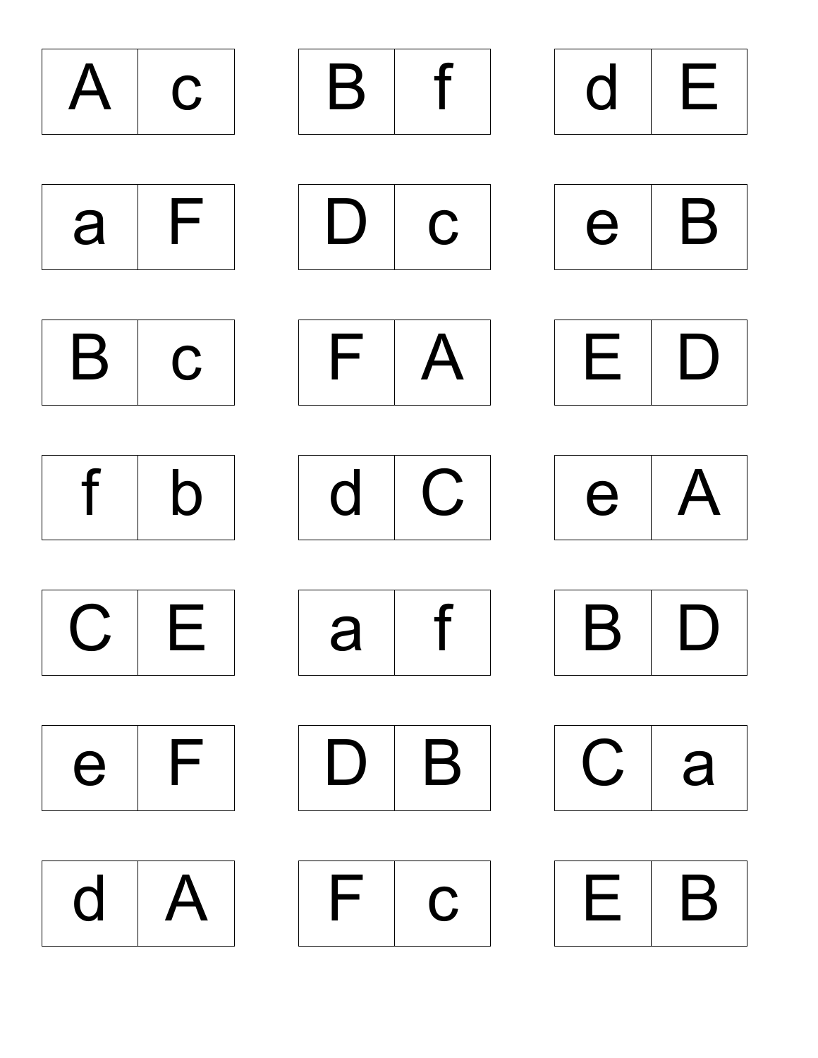| A | c |
| --- | --- |

| B | f |
| --- | --- |

| d | E |
| --- | --- |

| a | F |
| --- | --- |

| D | c |
| --- | --- |

| e | B |
| --- | --- |

| B | c |
| --- | --- |

| F | A |
| --- | --- |

| E | D |
| --- | --- |

| f | b |
| --- | --- |

| d | C |
| --- | --- |

| e | A |
| --- | --- |

| C | E |
| --- | --- |

| a | f |
| --- | --- |

| B | D |
| --- | --- |

| e | F |
| --- | --- |

| D | B |
| --- | --- |

| C | a |
| --- | --- |

| d | A |
| --- | --- |

| F | c |
| --- | --- |

| E | B |
| --- | --- |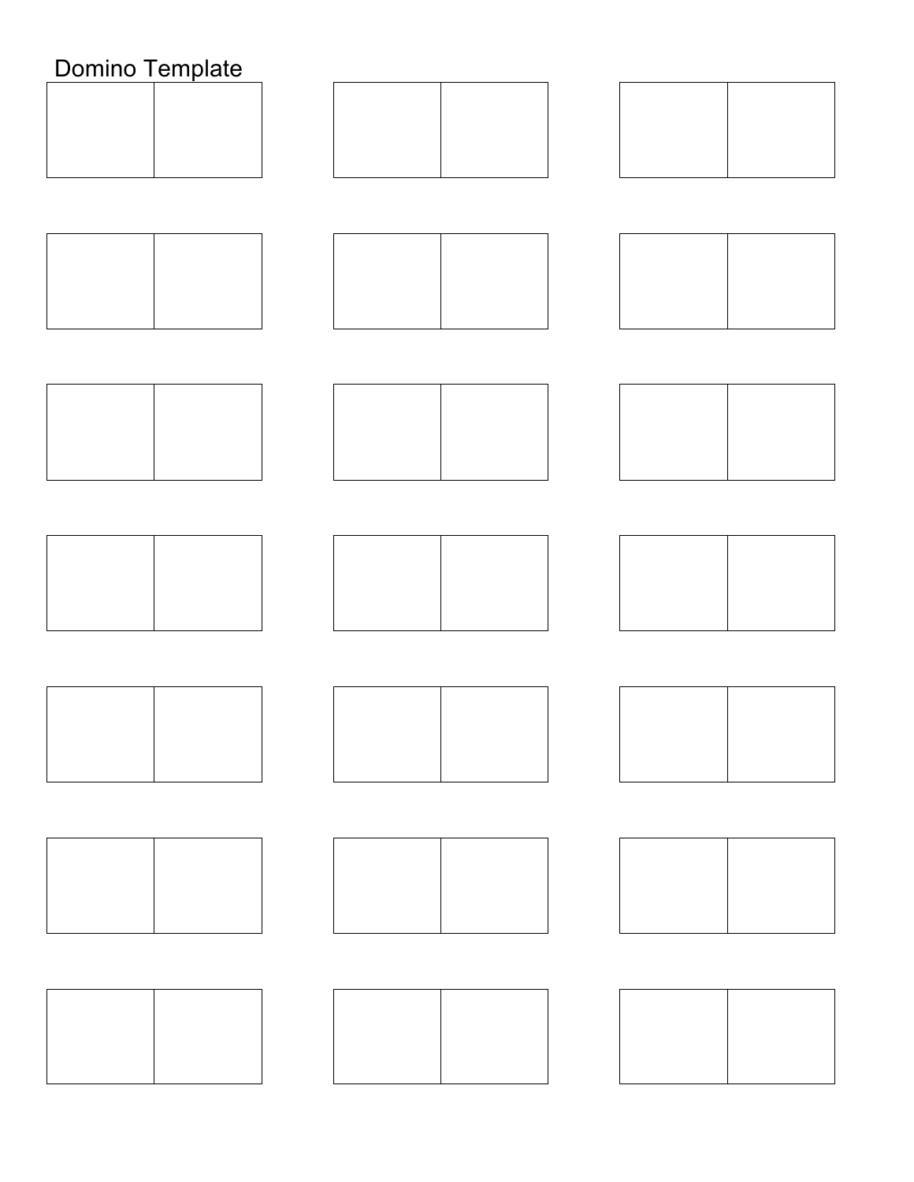Domino Template